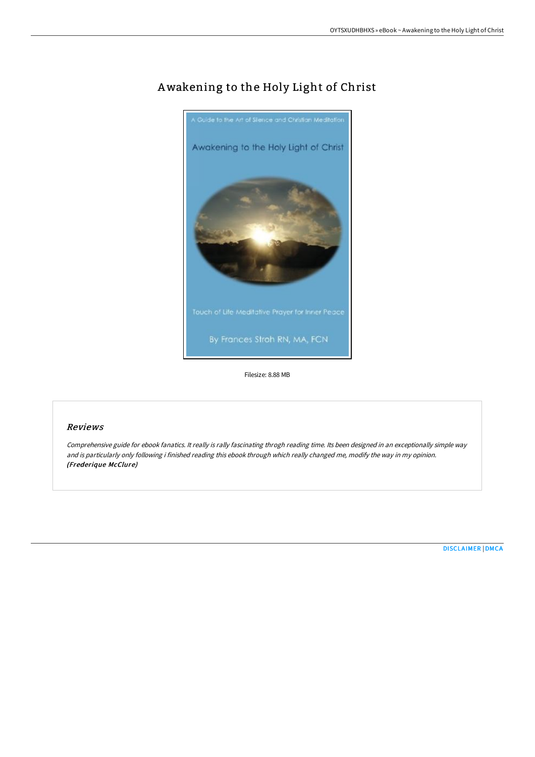# Awakening to the Holy Light of Christ

Filesize: 8.88 MB

## Reviews

*Comprehensive guide for ebook fanatics. It really is rally fascinating throgh reading time. Its been designed in an exceptionally simple way and is particularly only following i finished reading this ebook through which really changed me, modify the way in my opinion.*
***(Frederique McClure)***

DISCLAIMER | DMCA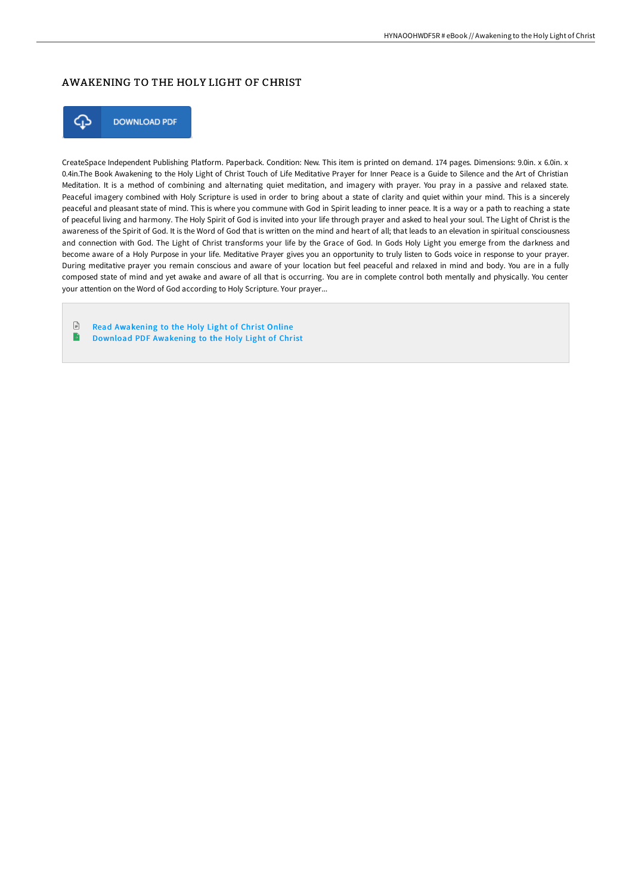# AWAKENING TO THE HOLY LIGHT OF CHRIST

DOWNLOAD PDF

CreateSpace Independent Publishing Platform. Paperback. Condition: New. This item is printed on demand. 174 pages. Dimensions: 9.0in. x 6.0in. x 0.4in.The Book Awakening to the Holy Light of Christ Touch of Life Meditative Prayer for Inner Peace is a Guide to Silence and the Art of Christian Meditation. It is a method of combining and alternating quiet meditation, and imagery with prayer. You pray in a passive and relaxed state. Peaceful imagery combined with Holy Scripture is used in order to bring about a state of clarity and quiet within your mind. This is a sincerely peaceful and pleasant state of mind. This is where you commune with God in Spirit leading to inner peace. It is a way or a path to reaching a state of peaceful living and harmony. The Holy Spirit of God is invited into your life through prayer and asked to heal your soul. The Light of Christ is the awareness of the Spirit of God. It is the Word of God that is written on the mind and heart of all; that leads to an elevation in spiritual consciousness and connection with God. The Light of Christ transforms your life by the Grace of God. In Gods Holy Light you emerge from the darkness and become aware of a Holy Purpose in your life. Meditative Prayer gives you an opportunity to truly listen to Gods voice in response to your prayer. During meditative prayer you remain conscious and aware of your location but feel peaceful and relaxed in mind and body. You are in a fully composed state of mind and yet awake and aware of all that is occurring. You are in complete control both mentally and physically. You center your attention on the Word of God according to Holy Scripture. Your prayer...

- Read Awakening to the Holy Light of Christ Online
- Download PDF Awakening to the Holy Light of Christ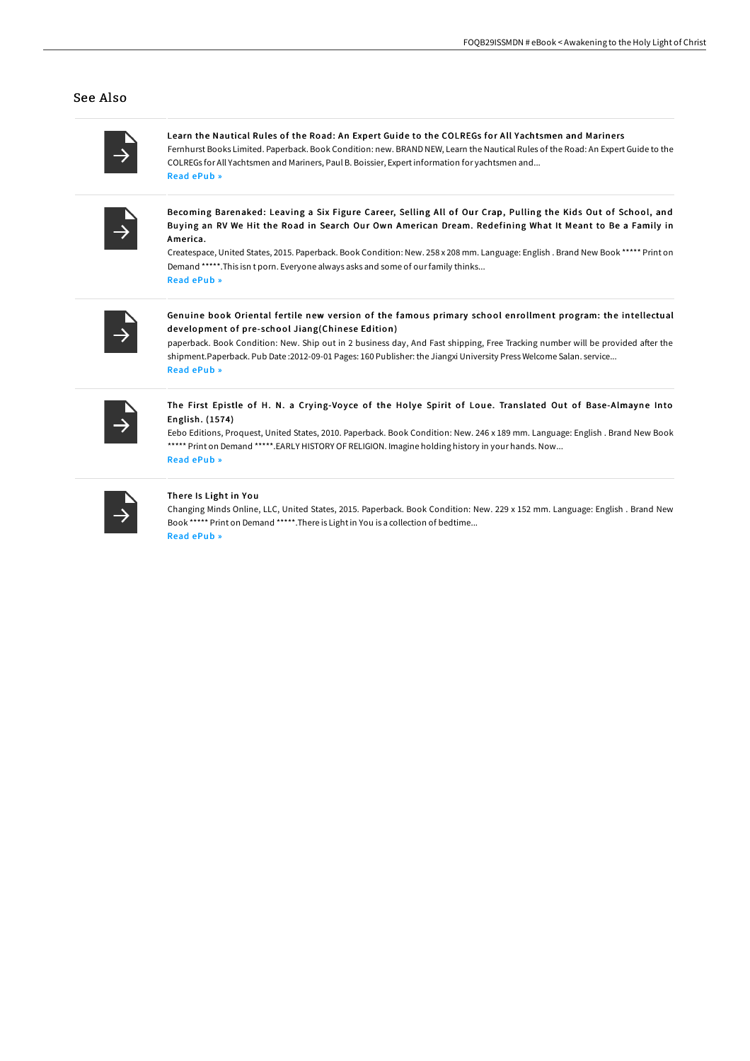## See Also

**Learn the Nautical Rules of the Road: An Expert Guide to the COLREGs for All Yachtsmen and Mariners**

Fernhurst Books Limited. Paperback. Book Condition: new. BRAND NEW, Learn the Nautical Rules of the Road: An Expert Guide to the COLREGs for All Yachtsmen and Mariners, Paul B. Boissier, Expert information for yachtsmen and...

Read ePub »

**Becoming Barenaked: Leaving a Six Figure Career, Selling All of Our Crap, Pulling the Kids Out of School, and Buying an RV We Hit the Road in Search Our Own American Dream. Redefining What It Meant to Be a Family in America.**

Createspace, United States, 2015. Paperback. Book Condition: New. 258 x 208 mm. Language: English . Brand New Book ***** Print on Demand *****.This isn t porn. Everyone always asks and some of our family thinks...

Read ePub »

**Genuine book Oriental fertile new version of the famous primary school enrollment program: the intellectual development of pre-school Jiang(Chinese Edition)**

paperback. Book Condition: New. Ship out in 2 business day, And Fast shipping, Free Tracking number will be provided after the shipment.Paperback. Pub Date :2012-09-01 Pages: 160 Publisher: the Jiangxi University Press Welcome Salan. service...

Read ePub »

**The First Epistle of H. N. a Crying-Voyce of the Holye Spirit of Loue. Translated Out of Base-Almayne Into English. (1574)**

Eebo Editions, Proquest, United States, 2010. Paperback. Book Condition: New. 246 x 189 mm. Language: English . Brand New Book ***** Print on Demand *****.EARLY HISTORY OF RELIGION. Imagine holding history in your hands. Now...

Read ePub »

**There Is Light in You**

Changing Minds Online, LLC, United States, 2015. Paperback. Book Condition: New. 229 x 152 mm. Language: English . Brand New Book ***** Print on Demand *****.There is Light in You is a collection of bedtime...

Read ePub »